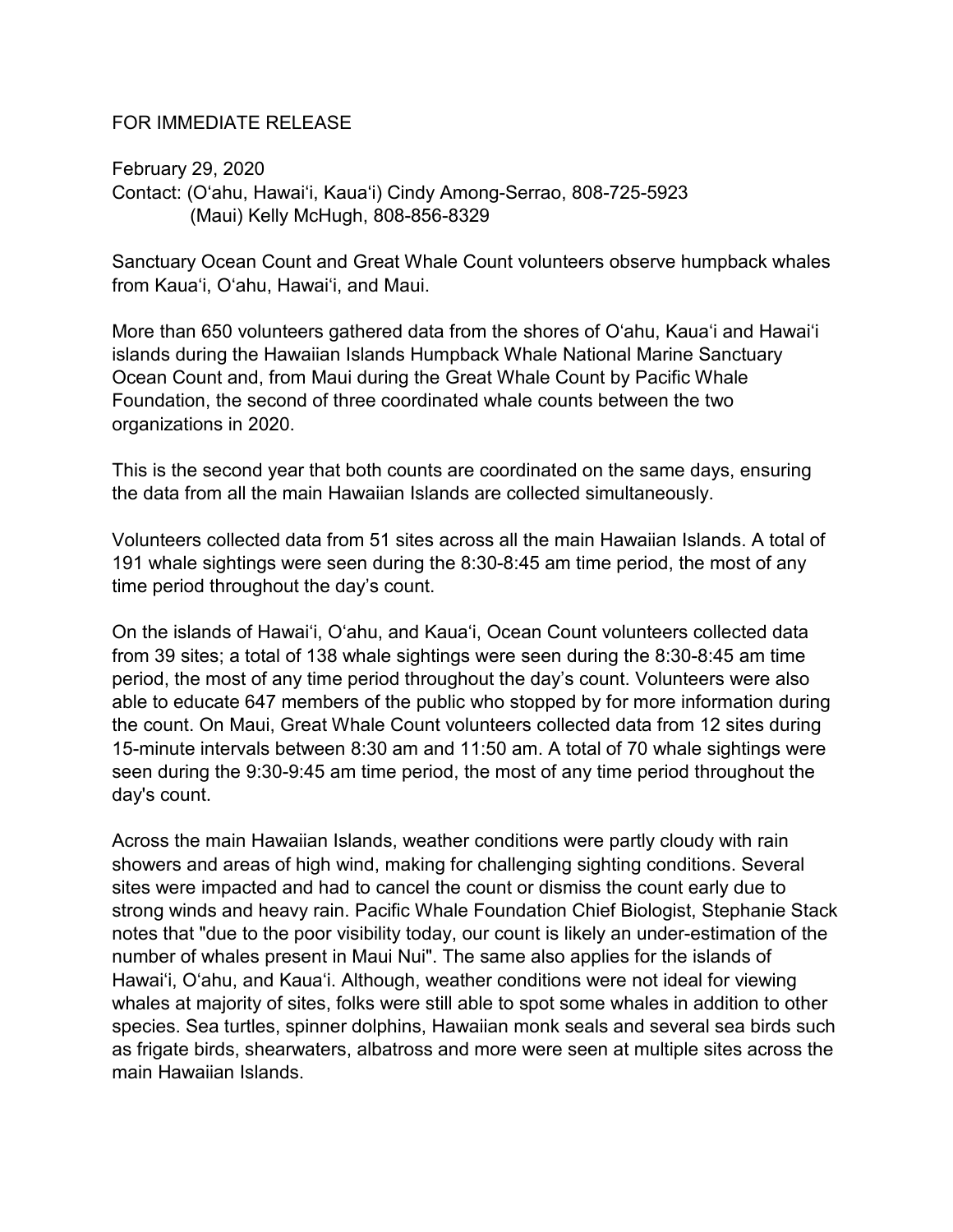FOR IMMEDIATE RELEASE

February 29, 2020
Contact: (Oʻahu, Hawaiʻi, Kauaʻi) Cindy Among-Serrao, 808-725-5923
(Maui) Kelly McHugh, 808-856-8329

Sanctuary Ocean Count and Great Whale Count volunteers observe humpback whales from Kauaʻi, Oʻahu, Hawaiʻi, and Maui.

More than 650 volunteers gathered data from the shores of Oʻahu, Kauaʻi and Hawaiʻi islands during the Hawaiian Islands Humpback Whale National Marine Sanctuary Ocean Count and, from Maui during the Great Whale Count by Pacific Whale Foundation, the second of three coordinated whale counts between the two organizations in 2020.

This is the second year that both counts are coordinated on the same days, ensuring the data from all the main Hawaiian Islands are collected simultaneously.

Volunteers collected data from 51 sites across all the main Hawaiian Islands. A total of 191 whale sightings were seen during the 8:30-8:45 am time period, the most of any time period throughout the day's count.

On the islands of Hawaiʻi, Oʻahu, and Kauaʻi, Ocean Count volunteers collected data from 39 sites; a total of 138 whale sightings were seen during the 8:30-8:45 am time period, the most of any time period throughout the day's count. Volunteers were also able to educate 647 members of the public who stopped by for more information during the count. On Maui, Great Whale Count volunteers collected data from 12 sites during 15-minute intervals between 8:30 am and 11:50 am. A total of 70 whale sightings were seen during the 9:30-9:45 am time period, the most of any time period throughout the day's count.

Across the main Hawaiian Islands, weather conditions were partly cloudy with rain showers and areas of high wind, making for challenging sighting conditions. Several sites were impacted and had to cancel the count or dismiss the count early due to strong winds and heavy rain. Pacific Whale Foundation Chief Biologist, Stephanie Stack notes that "due to the poor visibility today, our count is likely an under-estimation of the number of whales present in Maui Nui". The same also applies for the islands of Hawaiʻi, Oʻahu, and Kauaʻi. Although, weather conditions were not ideal for viewing whales at majority of sites, folks were still able to spot some whales in addition to other species. Sea turtles, spinner dolphins, Hawaiian monk seals and several sea birds such as frigate birds, shearwaters, albatross and more were seen at multiple sites across the main Hawaiian Islands.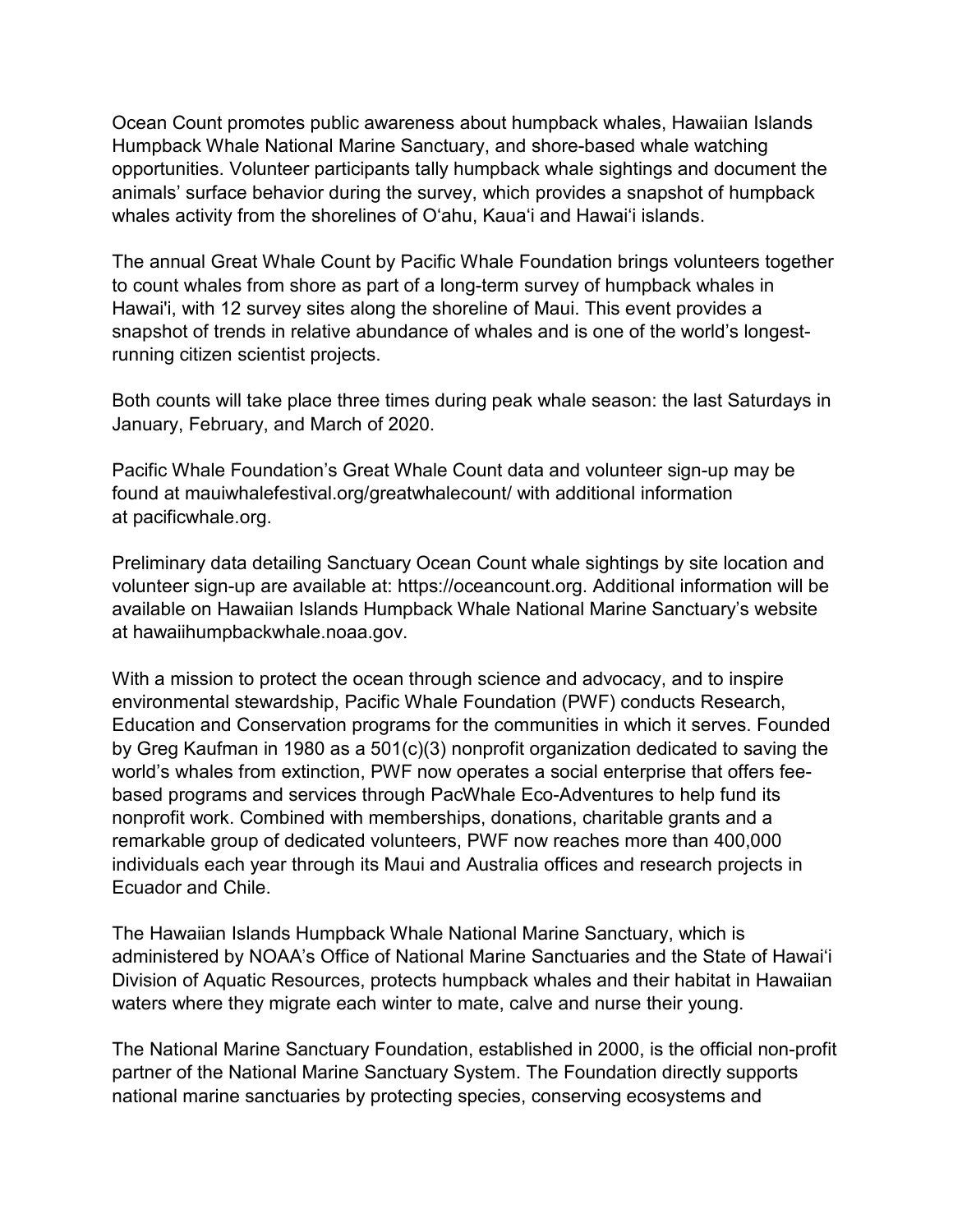Ocean Count promotes public awareness about humpback whales, Hawaiian Islands Humpback Whale National Marine Sanctuary, and shore-based whale watching opportunities. Volunteer participants tally humpback whale sightings and document the animals' surface behavior during the survey, which provides a snapshot of humpback whales activity from the shorelines of Oʻahu, Kauaʻi and Hawaiʻi islands.

The annual Great Whale Count by Pacific Whale Foundation brings volunteers together to count whales from shore as part of a long-term survey of humpback whales in Hawai'i, with 12 survey sites along the shoreline of Maui. This event provides a snapshot of trends in relative abundance of whales and is one of the world's longest-running citizen scientist projects.

Both counts will take place three times during peak whale season: the last Saturdays in January, February, and March of 2020.

Pacific Whale Foundation's Great Whale Count data and volunteer sign-up may be found at mauiwhalefestival.org/greatwhalecount/ with additional information at pacificwhale.org.

Preliminary data detailing Sanctuary Ocean Count whale sightings by site location and volunteer sign-up are available at: https://oceancount.org. Additional information will be available on Hawaiian Islands Humpback Whale National Marine Sanctuary's website at hawaiihumpbackwhale.noaa.gov.

With a mission to protect the ocean through science and advocacy, and to inspire environmental stewardship, Pacific Whale Foundation (PWF) conducts Research, Education and Conservation programs for the communities in which it serves. Founded by Greg Kaufman in 1980 as a 501(c)(3) nonprofit organization dedicated to saving the world's whales from extinction, PWF now operates a social enterprise that offers fee-based programs and services through PacWhale Eco-Adventures to help fund its nonprofit work. Combined with memberships, donations, charitable grants and a remarkable group of dedicated volunteers, PWF now reaches more than 400,000 individuals each year through its Maui and Australia offices and research projects in Ecuador and Chile.

The Hawaiian Islands Humpback Whale National Marine Sanctuary, which is administered by NOAA's Office of National Marine Sanctuaries and the State of Hawaiʻi Division of Aquatic Resources, protects humpback whales and their habitat in Hawaiian waters where they migrate each winter to mate, calve and nurse their young.

The National Marine Sanctuary Foundation, established in 2000, is the official non-profit partner of the National Marine Sanctuary System. The Foundation directly supports national marine sanctuaries by protecting species, conserving ecosystems and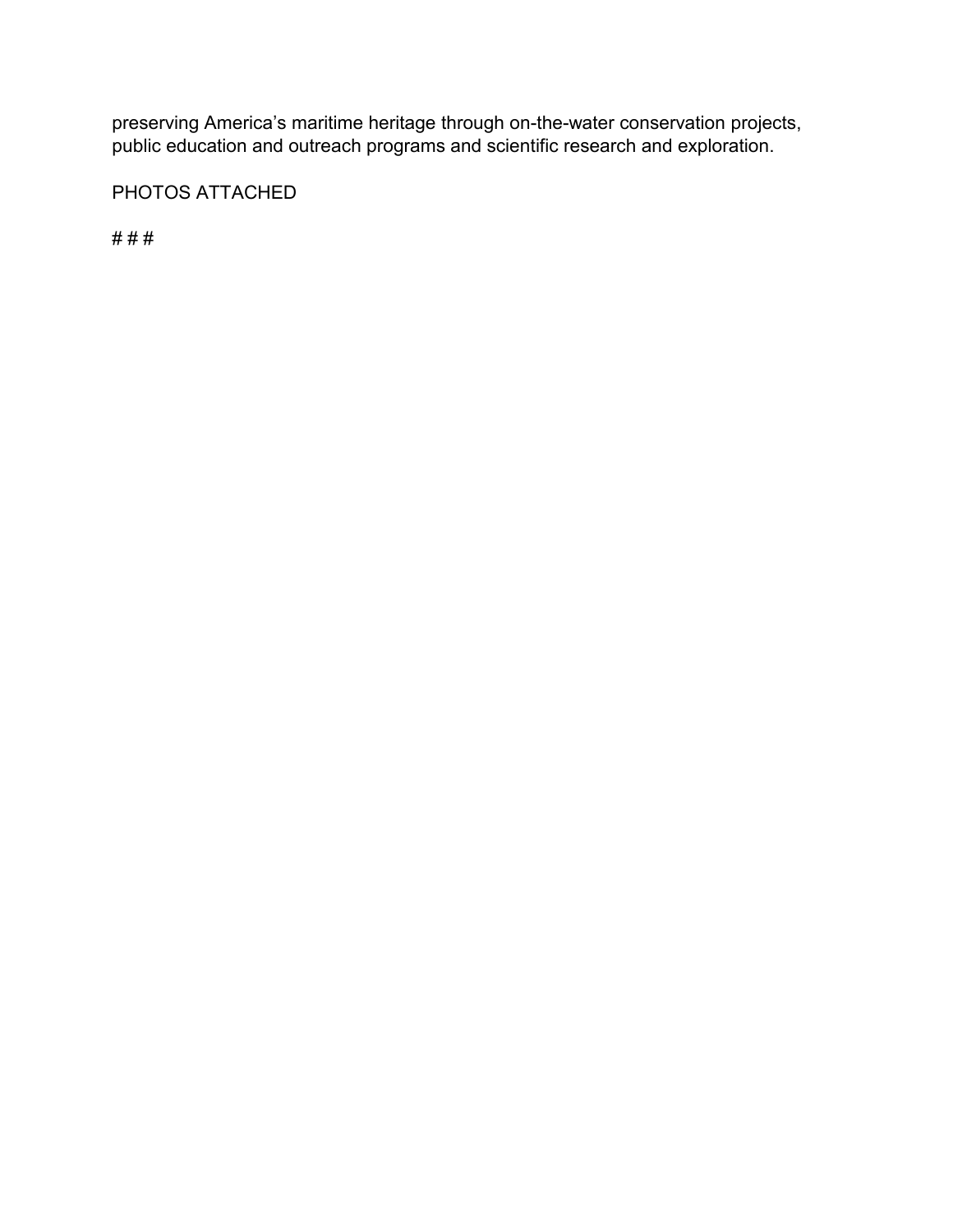preserving America's maritime heritage through on-the-water conservation projects, public education and outreach programs and scientific research and exploration.

PHOTOS ATTACHED

# # #